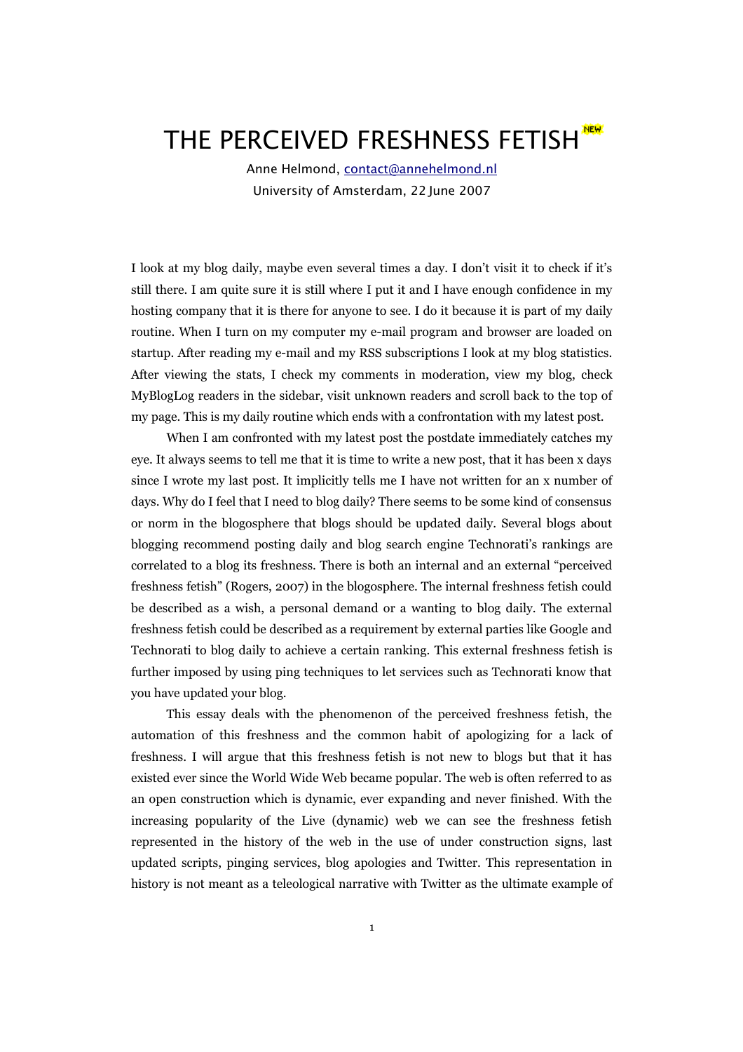# THE PERCEIVED FRESHNESS FETISH NEW

Anne Helmond, contact@annehelmond.nl
University of Amsterdam, 22 June 2007

I look at my blog daily, maybe even several times a day. I don't visit it to check if it's still there. I am quite sure it is still where I put it and I have enough confidence in my hosting company that it is there for anyone to see. I do it because it is part of my daily routine. When I turn on my computer my e-mail program and browser are loaded on startup. After reading my e-mail and my RSS subscriptions I look at my blog statistics. After viewing the stats, I check my comments in moderation, view my blog, check MyBlogLog readers in the sidebar, visit unknown readers and scroll back to the top of my page. This is my daily routine which ends with a confrontation with my latest post.

When I am confronted with my latest post the postdate immediately catches my eye. It always seems to tell me that it is time to write a new post, that it has been x days since I wrote my last post. It implicitly tells me I have not written for an x number of days. Why do I feel that I need to blog daily? There seems to be some kind of consensus or norm in the blogosphere that blogs should be updated daily. Several blogs about blogging recommend posting daily and blog search engine Technorati's rankings are correlated to a blog its freshness. There is both an internal and an external "perceived freshness fetish" (Rogers, 2007) in the blogosphere. The internal freshness fetish could be described as a wish, a personal demand or a wanting to blog daily. The external freshness fetish could be described as a requirement by external parties like Google and Technorati to blog daily to achieve a certain ranking. This external freshness fetish is further imposed by using ping techniques to let services such as Technorati know that you have updated your blog.

This essay deals with the phenomenon of the perceived freshness fetish, the automation of this freshness and the common habit of apologizing for a lack of freshness. I will argue that this freshness fetish is not new to blogs but that it has existed ever since the World Wide Web became popular. The web is often referred to as an open construction which is dynamic, ever expanding and never finished. With the increasing popularity of the Live (dynamic) web we can see the freshness fetish represented in the history of the web in the use of under construction signs, last updated scripts, pinging services, blog apologies and Twitter. This representation in history is not meant as a teleological narrative with Twitter as the ultimate example of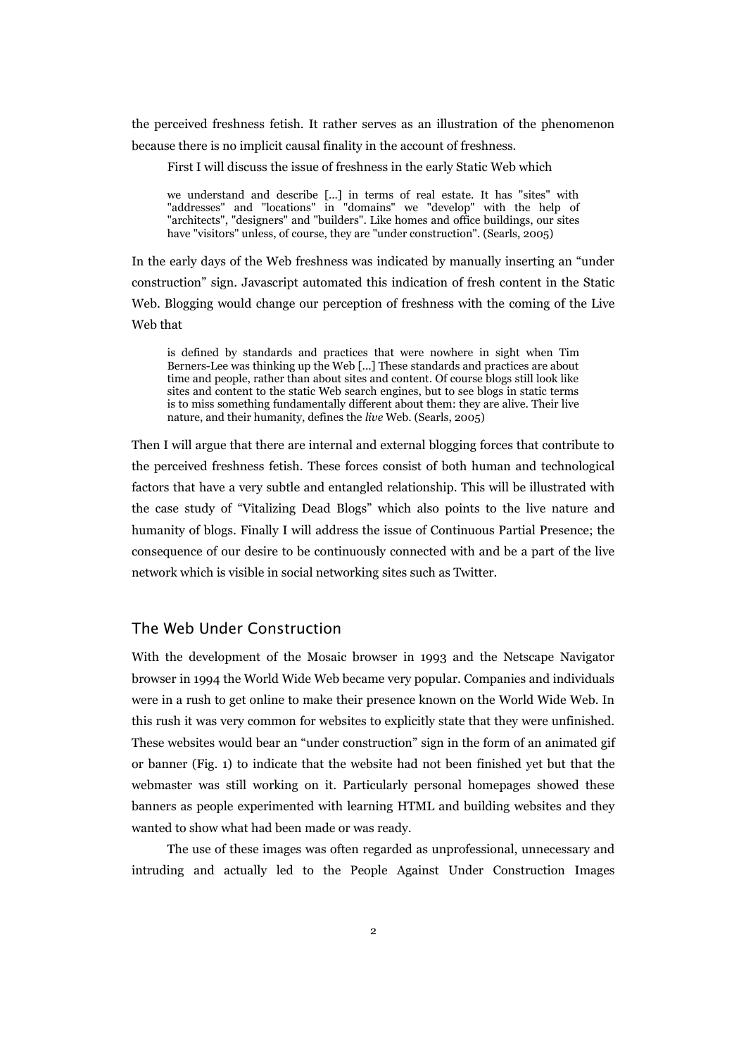the perceived freshness fetish. It rather serves as an illustration of the phenomenon because there is no implicit causal finality in the account of freshness.

First I will discuss the issue of freshness in the early Static Web which

> we understand and describe [...] in terms of real estate. It has "sites" with "addresses" and "locations" in "domains" we "develop" with the help of "architects", "designers" and "builders". Like homes and office buildings, our sites have "visitors" unless, of course, they are "under construction". (Searls, 2005)

In the early days of the Web freshness was indicated by manually inserting an "under construction" sign. Javascript automated this indication of fresh content in the Static Web. Blogging would change our perception of freshness with the coming of the Live Web that

> is defined by standards and practices that were nowhere in sight when Tim Berners-Lee was thinking up the Web [...] These standards and practices are about time and people, rather than about sites and content. Of course blogs still look like sites and content to the static Web search engines, but to see blogs in static terms is to miss something fundamentally different about them: they are alive. Their live nature, and their humanity, defines the *live* Web. (Searls, 2005)

Then I will argue that there are internal and external blogging forces that contribute to the perceived freshness fetish. These forces consist of both human and technological factors that have a very subtle and entangled relationship. This will be illustrated with the case study of "Vitalizing Dead Blogs" which also points to the live nature and humanity of blogs. Finally I will address the issue of Continuous Partial Presence; the consequence of our desire to be continuously connected with and be a part of the live network which is visible in social networking sites such as Twitter.

## The Web Under Construction

With the development of the Mosaic browser in 1993 and the Netscape Navigator browser in 1994 the World Wide Web became very popular. Companies and individuals were in a rush to get online to make their presence known on the World Wide Web. In this rush it was very common for websites to explicitly state that they were unfinished. These websites would bear an "under construction" sign in the form of an animated gif or banner (Fig. 1) to indicate that the website had not been finished yet but that the webmaster was still working on it. Particularly personal homepages showed these banners as people experimented with learning HTML and building websites and they wanted to show what had been made or was ready.

The use of these images was often regarded as unprofessional, unnecessary and intruding and actually led to the People Against Under Construction Images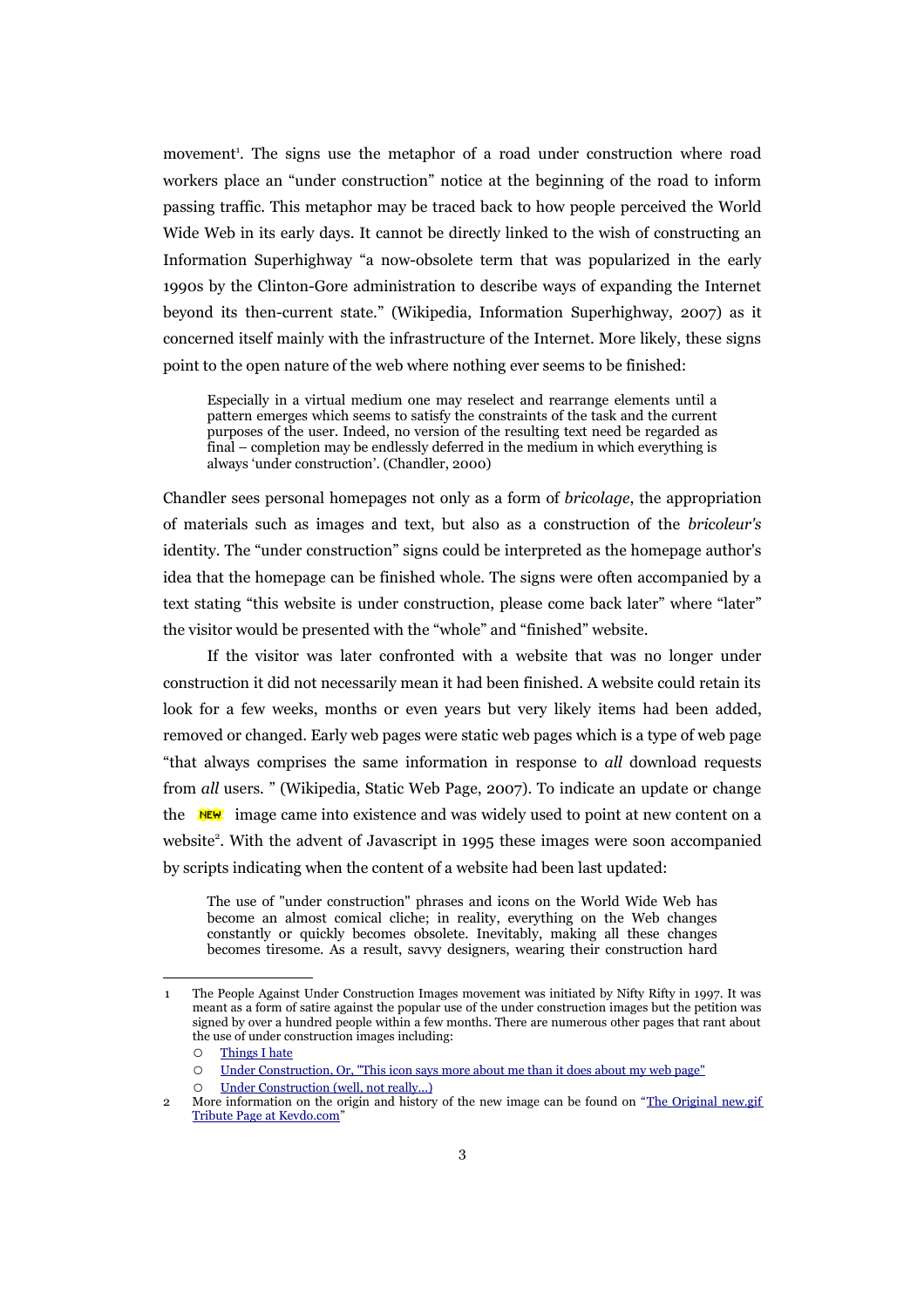movement[1]. The signs use the metaphor of a road under construction where road workers place an "under construction" notice at the beginning of the road to inform passing traffic. This metaphor may be traced back to how people perceived the World Wide Web in its early days. It cannot be directly linked to the wish of constructing an Information Superhighway "a now-obsolete term that was popularized in the early 1990s by the Clinton-Gore administration to describe ways of expanding the Internet beyond its then-current state." (Wikipedia, Information Superhighway, 2007) as it concerned itself mainly with the infrastructure of the Internet. More likely, these signs point to the open nature of the web where nothing ever seems to be finished:

> Especially in a virtual medium one may reselect and rearrange elements until a pattern emerges which seems to satisfy the constraints of the task and the current purposes of the user. Indeed, no version of the resulting text need be regarded as final – completion may be endlessly deferred in the medium in which everything is always 'under construction'. (Chandler, 2000)

Chandler sees personal homepages not only as a form of *bricolage*, the appropriation of materials such as images and text, but also as a construction of the *bricoleur's* identity. The "under construction" signs could be interpreted as the homepage author's idea that the homepage can be finished whole. The signs were often accompanied by a text stating "this website is under construction, please come back later" where "later" the visitor would be presented with the "whole" and "finished" website.

If the visitor was later confronted with a website that was no longer under construction it did not necessarily mean it had been finished. A website could retain its look for a few weeks, months or even years but very likely items had been added, removed or changed. Early web pages were static web pages which is a type of web page "that always comprises the same information in response to *all* download requests from *all* users. " (Wikipedia, Static Web Page, 2007). To indicate an update or change the NEW image came into existence and was widely used to point at new content on a website[2]. With the advent of Javascript in 1995 these images were soon accompanied by scripts indicating when the content of a website had been last updated:

> The use of "under construction" phrases and icons on the World Wide Web has become an almost comical cliche; in reality, everything on the Web changes constantly or quickly becomes obsolete. Inevitably, making all these changes becomes tiresome. As a result, savvy designers, wearing their construction hard

---

1 The People Against Under Construction Images movement was initiated by Nifty Rifty in 1997. It was meant as a form of satire against the popular use of the under construction images but the petition was signed by over a hundred people within a few months. There are numerous other pages that rant about the use of under construction images including:

- Things I hate
- Under Construction, Or, "This icon says more about me than it does about my web page"
- Under Construction (well, not really...)

2 More information on the origin and history of the new image can be found on "The Original new.gif Tribute Page at Kevdo.com"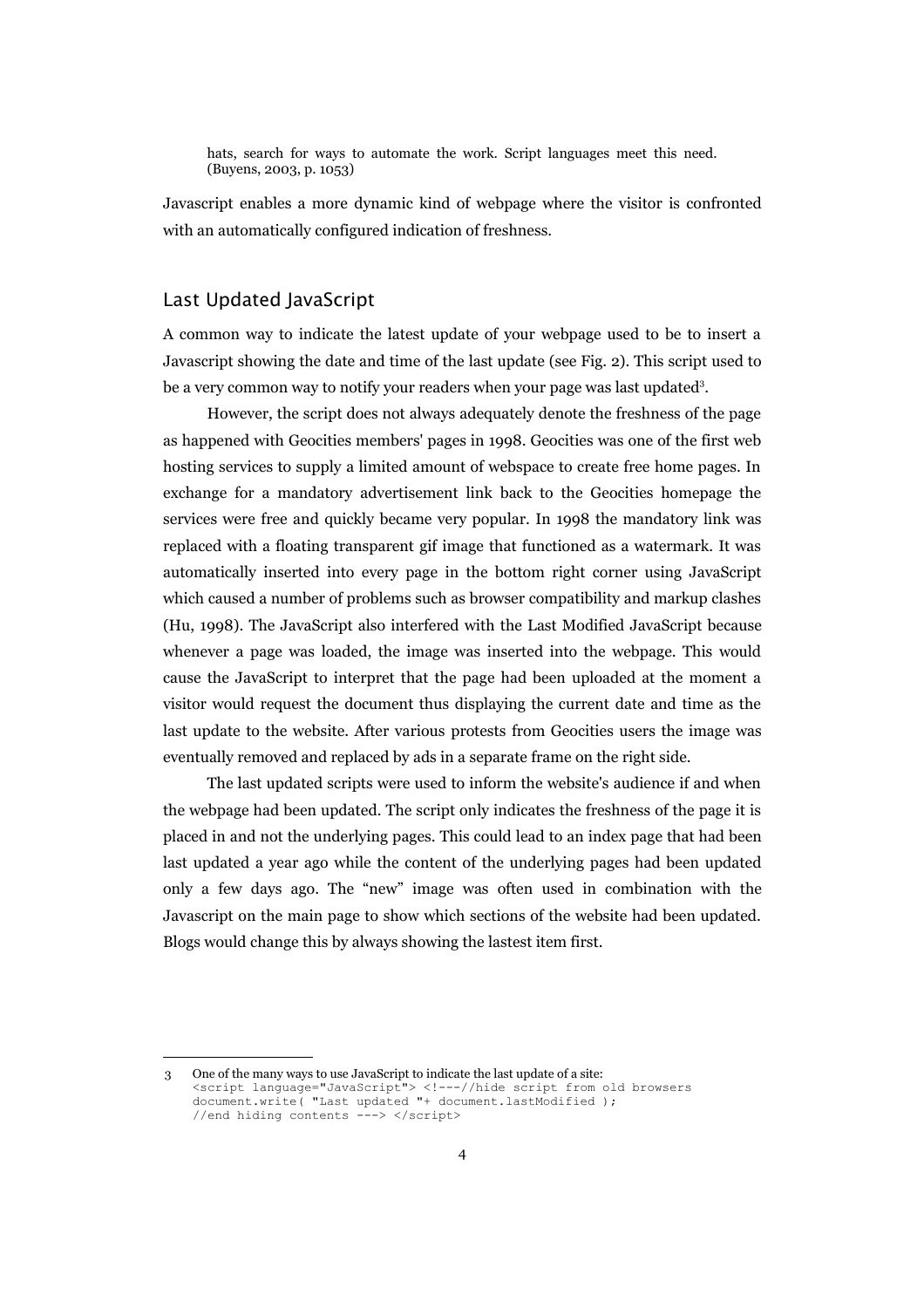> hats, search for ways to automate the work. Script languages meet this need. (Buyens, 2003, p. 1053)

Javascript enables a more dynamic kind of webpage where the visitor is confronted with an automatically configured indication of freshness.

## Last Updated JavaScript

A common way to indicate the latest update of your webpage used to be to insert a Javascript showing the date and time of the last update (see Fig. 2). This script used to be a very common way to notify your readers when your page was last updated[3].

However, the script does not always adequately denote the freshness of the page as happened with Geocities members' pages in 1998. Geocities was one of the first web hosting services to supply a limited amount of webspace to create free home pages. In exchange for a mandatory advertisement link back to the Geocities homepage the services were free and quickly became very popular. In 1998 the mandatory link was replaced with a floating transparent gif image that functioned as a watermark. It was automatically inserted into every page in the bottom right corner using JavaScript which caused a number of problems such as browser compatibility and markup clashes (Hu, 1998). The JavaScript also interfered with the Last Modified JavaScript because whenever a page was loaded, the image was inserted into the webpage. This would cause the JavaScript to interpret that the page had been uploaded at the moment a visitor would request the document thus displaying the current date and time as the last update to the website. After various protests from Geocities users the image was eventually removed and replaced by ads in a separate frame on the right side.

The last updated scripts were used to inform the website's audience if and when the webpage had been updated. The script only indicates the freshness of the page it is placed in and not the underlying pages. This could lead to an index page that had been last updated a year ago while the content of the underlying pages had been updated only a few days ago. The "new" image was often used in combination with the Javascript on the main page to show which sections of the website had been updated. Blogs would change this by always showing the lastest item first.

---

3 One of the many ways to use JavaScript to indicate the last update of a site:

```
<script language="JavaScript"> <!---//hide script from old browsers
document.write( "Last updated "+ document.lastModified );
//end hiding contents ---> </script>
```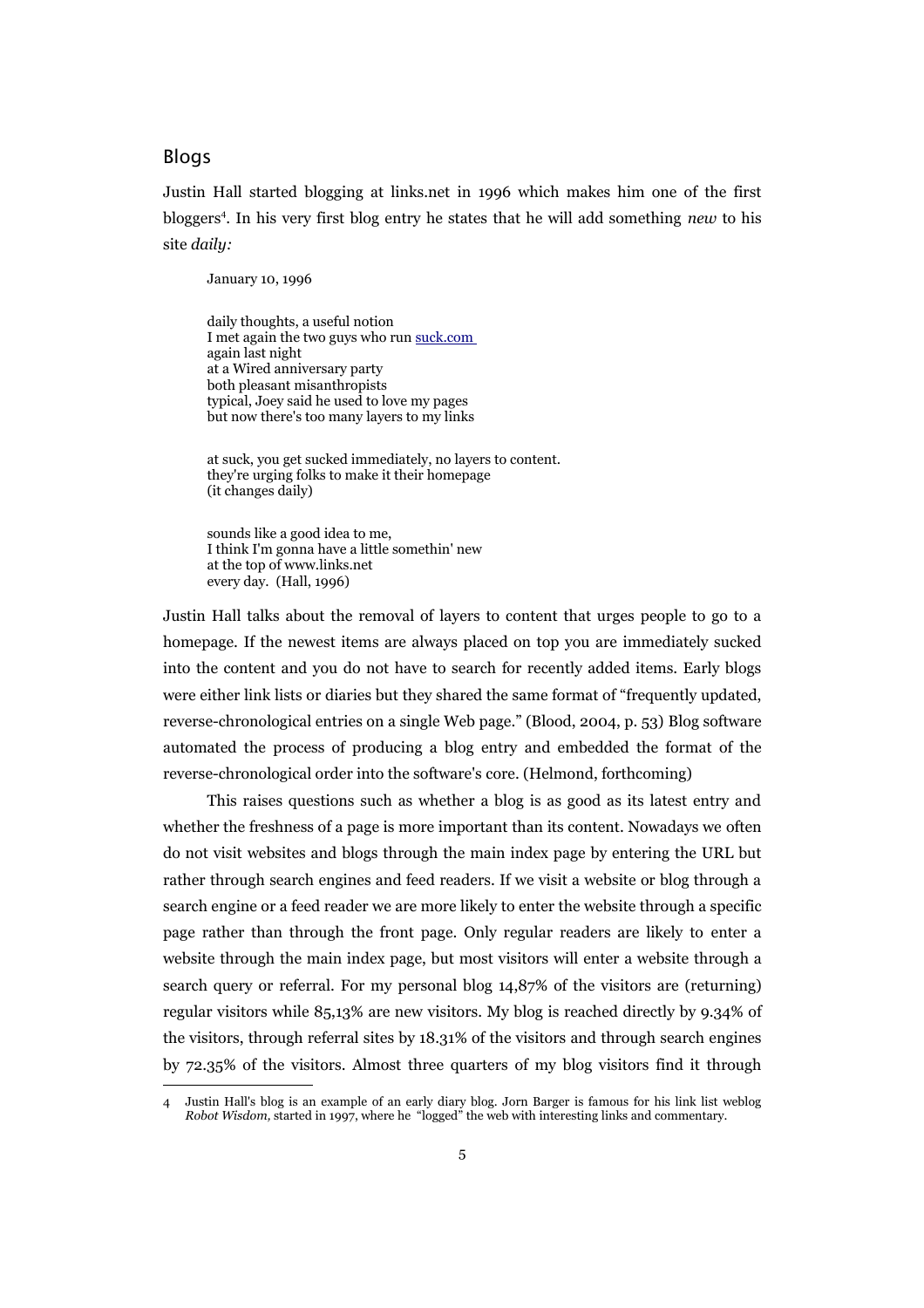## Blogs

Justin Hall started blogging at links.net in 1996 which makes him one of the first bloggers[4]. In his very first blog entry he states that he will add something *new* to his site *daily:*

> January 10, 1996
>
> daily thoughts, a useful notion
> I met again the two guys who run suck.com
> again last night
> at a Wired anniversary party
> both pleasant misanthropists
> typical, Joey said he used to love my pages
> but now there's too many layers to my links
>
> at suck, you get sucked immediately, no layers to content.
> they're urging folks to make it their homepage
> (it changes daily)
>
> sounds like a good idea to me,
> I think I'm gonna have a little somethin' new
> at the top of www.links.net
> every day. (Hall, 1996)

Justin Hall talks about the removal of layers to content that urges people to go to a homepage. If the newest items are always placed on top you are immediately sucked into the content and you do not have to search for recently added items. Early blogs were either link lists or diaries but they shared the same format of "frequently updated, reverse-chronological entries on a single Web page." (Blood, 2004, p. 53) Blog software automated the process of producing a blog entry and embedded the format of the reverse-chronological order into the software's core. (Helmond, forthcoming)

This raises questions such as whether a blog is as good as its latest entry and whether the freshness of a page is more important than its content. Nowadays we often do not visit websites and blogs through the main index page by entering the URL but rather through search engines and feed readers. If we visit a website or blog through a search engine or a feed reader we are more likely to enter the website through a specific page rather than through the front page. Only regular readers are likely to enter a website through the main index page, but most visitors will enter a website through a search query or referral. For my personal blog 14,87% of the visitors are (returning) regular visitors while 85,13% are new visitors. My blog is reached directly by 9.34% of the visitors, through referral sites by 18.31% of the visitors and through search engines by 72.35% of the visitors. Almost three quarters of my blog visitors find it through

---

4 Justin Hall's blog is an example of an early diary blog. Jorn Barger is famous for his link list weblog *Robot Wisdom,* started in 1997, where he "logged" the web with interesting links and commentary.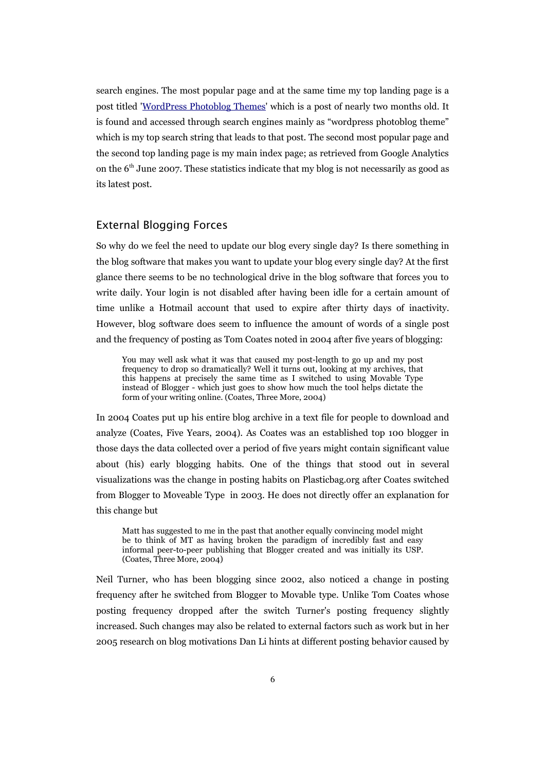search engines. The most popular page and at the same time my top landing page is a post titled '[WordPress Photoblog Themes]' which is a post of nearly two months old. It is found and accessed through search engines mainly as "wordpress photoblog theme" which is my top search string that leads to that post. The second most popular page and the second top landing page is my main index page; as retrieved from Google Analytics on the 6th June 2007. These statistics indicate that my blog is not necessarily as good as its latest post.

## External Blogging Forces

So why do we feel the need to update our blog every single day? Is there something in the blog software that makes you want to update your blog every single day? At the first glance there seems to be no technological drive in the blog software that forces you to write daily. Your login is not disabled after having been idle for a certain amount of time unlike a Hotmail account that used to expire after thirty days of inactivity. However, blog software does seem to influence the amount of words of a single post and the frequency of posting as Tom Coates noted in 2004 after five years of blogging:

> You may well ask what it was that caused my post-length to go up and my post frequency to drop so dramatically? Well it turns out, looking at my archives, that this happens at precisely the same time as I switched to using Movable Type instead of Blogger - which just goes to show how much the tool helps dictate the form of your writing online. (Coates, Three More, 2004)

In 2004 Coates put up his entire blog archive in a text file for people to download and analyze (Coates, Five Years, 2004). As Coates was an established top 100 blogger in those days the data collected over a period of five years might contain significant value about (his) early blogging habits. One of the things that stood out in several visualizations was the change in posting habits on Plasticbag.org after Coates switched from Blogger to Moveable Type in 2003. He does not directly offer an explanation for this change but

> Matt has suggested to me in the past that another equally convincing model might be to think of MT as having broken the paradigm of incredibly fast and easy informal peer-to-peer publishing that Blogger created and was initially its USP. (Coates, Three More, 2004)

Neil Turner, who has been blogging since 2002, also noticed a change in posting frequency after he switched from Blogger to Movable type. Unlike Tom Coates whose posting frequency dropped after the switch Turner's posting frequency slightly increased. Such changes may also be related to external factors such as work but in her 2005 research on blog motivations Dan Li hints at different posting behavior caused by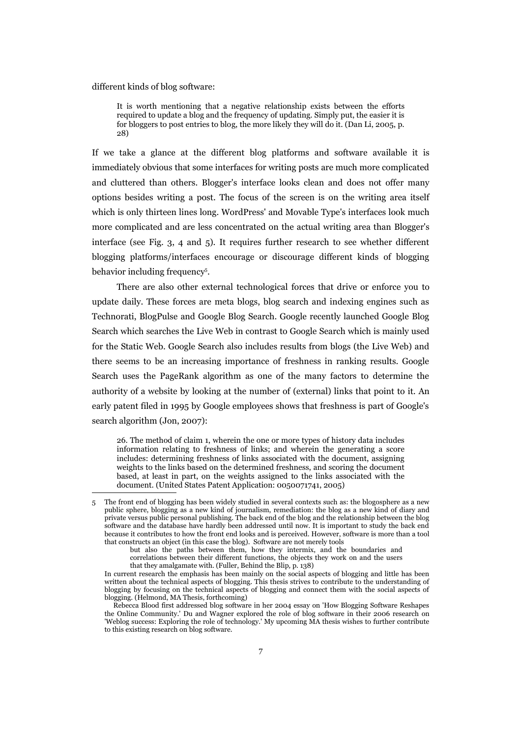different kinds of blog software:

> It is worth mentioning that a negative relationship exists between the efforts required to update a blog and the frequency of updating. Simply put, the easier it is for bloggers to post entries to blog, the more likely they will do it. (Dan Li, 2005, p. 28)

If we take a glance at the different blog platforms and software available it is immediately obvious that some interfaces for writing posts are much more complicated and cluttered than others. Blogger's interface looks clean and does not offer many options besides writing a post. The focus of the screen is on the writing area itself which is only thirteen lines long. WordPress' and Movable Type's interfaces look much more complicated and are less concentrated on the actual writing area than Blogger's interface (see Fig. 3, 4 and 5). It requires further research to see whether different blogging platforms/interfaces encourage or discourage different kinds of blogging behavior including frequency[5].

There are also other external technological forces that drive or enforce you to update daily. These forces are meta blogs, blog search and indexing engines such as Technorati, BlogPulse and Google Blog Search. Google recently launched Google Blog Search which searches the Live Web in contrast to Google Search which is mainly used for the Static Web. Google Search also includes results from blogs (the Live Web) and there seems to be an increasing importance of freshness in ranking results. Google Search uses the PageRank algorithm as one of the many factors to determine the authority of a website by looking at the number of (external) links that point to it. An early patent filed in 1995 by Google employees shows that freshness is part of Google's search algorithm (Jon, 2007):

> 26. The method of claim 1, wherein the one or more types of history data includes information relating to freshness of links; and wherein the generating a score includes: determining freshness of links associated with the document, assigning weights to the links based on the determined freshness, and scoring the document based, at least in part, on the weights assigned to the links associated with the document. (United States Patent Application: 0050071741, 2005)

---

5 The front end of blogging has been widely studied in several contexts such as: the blogosphere as a new public sphere, blogging as a new kind of journalism, remediation: the blog as a new kind of diary and private versus public personal publishing. The back end of the blog and the relationship between the blog software and the database have hardly been addressed until now. It is important to study the back end because it contributes to how the front end looks and is perceived. However, software is more than a tool that constructs an object (in this case the blog). Software are not merely tools

> but also the paths between them, how they intermix, and the boundaries and correlations between their different functions, the objects they work on and the users that they amalgamate with. (Fuller, Behind the Blip, p. 138)

In current research the emphasis has been mainly on the social aspects of blogging and little has been written about the technical aspects of blogging. This thesis strives to contribute to the understanding of blogging by focusing on the technical aspects of blogging and connect them with the social aspects of blogging. (Helmond, MA Thesis, forthcoming)

Rebecca Blood first addressed blog software in her 2004 essay on 'How Blogging Software Reshapes the Online Community.' Du and Wagner explored the role of blog software in their 2006 research on 'Weblog success: Exploring the role of technology.' My upcoming MA thesis wishes to further contribute to this existing research on blog software.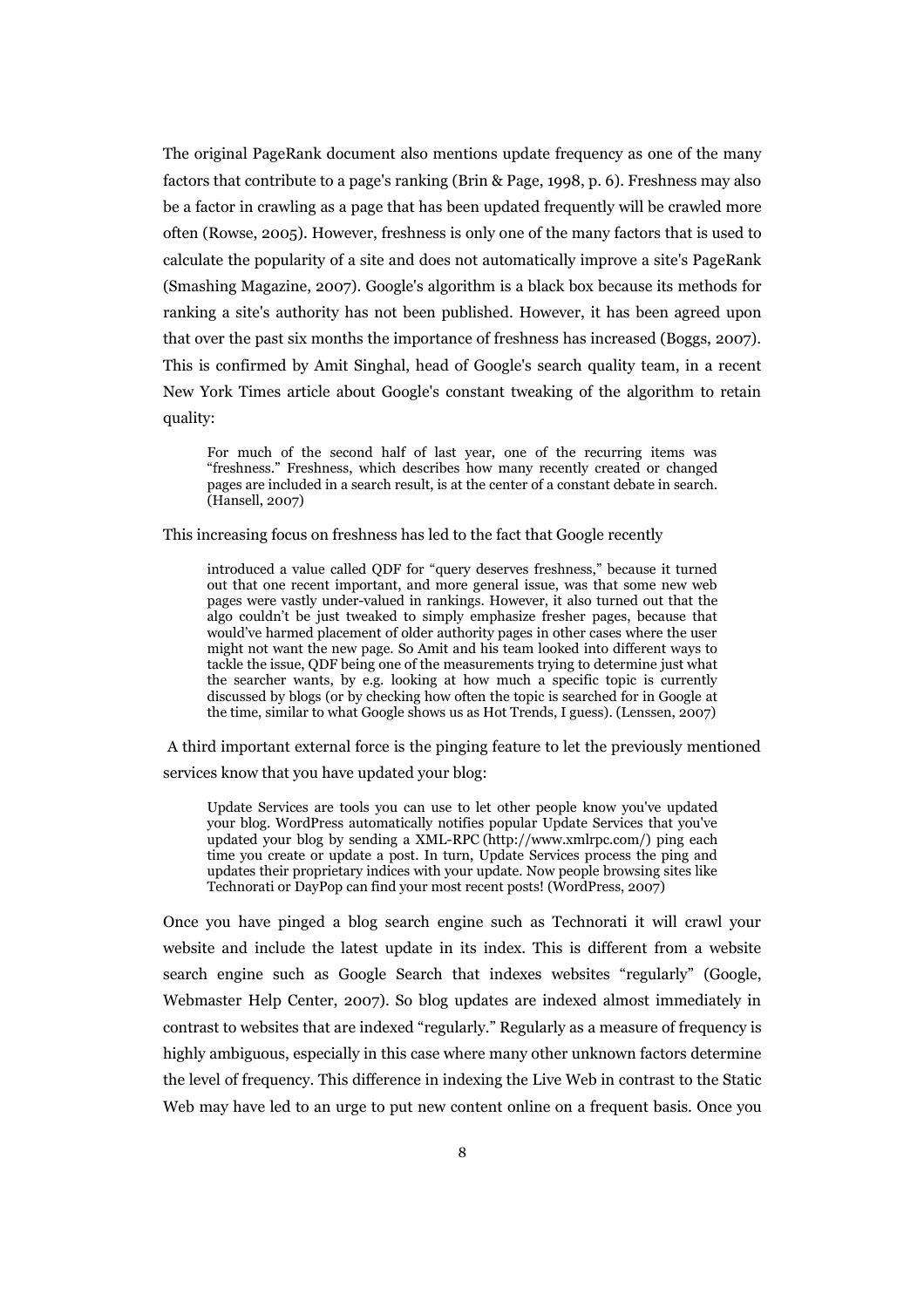The original PageRank document also mentions update frequency as one of the many factors that contribute to a page's ranking (Brin & Page, 1998, p. 6). Freshness may also be a factor in crawling as a page that has been updated frequently will be crawled more often (Rowse, 2005). However, freshness is only one of the many factors that is used to calculate the popularity of a site and does not automatically improve a site's PageRank (Smashing Magazine, 2007). Google's algorithm is a black box because its methods for ranking a site's authority has not been published. However, it has been agreed upon that over the past six months the importance of freshness has increased (Boggs, 2007). This is confirmed by Amit Singhal, head of Google's search quality team, in a recent New York Times article about Google's constant tweaking of the algorithm to retain quality:

> For much of the second half of last year, one of the recurring items was "freshness." Freshness, which describes how many recently created or changed pages are included in a search result, is at the center of a constant debate in search. (Hansell, 2007)

This increasing focus on freshness has led to the fact that Google recently

> introduced a value called QDF for "query deserves freshness," because it turned out that one recent important, and more general issue, was that some new web pages were vastly under-valued in rankings. However, it also turned out that the algo couldn't be just tweaked to simply emphasize fresher pages, because that would've harmed placement of older authority pages in other cases where the user might not want the new page. So Amit and his team looked into different ways to tackle the issue, QDF being one of the measurements trying to determine just what the searcher wants, by e.g. looking at how much a specific topic is currently discussed by blogs (or by checking how often the topic is searched for in Google at the time, similar to what Google shows us as Hot Trends, I guess). (Lenssen, 2007)

A third important external force is the pinging feature to let the previously mentioned services know that you have updated your blog:

> Update Services are tools you can use to let other people know you've updated your blog. WordPress automatically notifies popular Update Services that you've updated your blog by sending a XML-RPC (http://www.xmlrpc.com/) ping each time you create or update a post. In turn, Update Services process the ping and updates their proprietary indices with your update. Now people browsing sites like Technorati or DayPop can find your most recent posts! (WordPress, 2007)

Once you have pinged a blog search engine such as Technorati it will crawl your website and include the latest update in its index. This is different from a website search engine such as Google Search that indexes websites "regularly" (Google, Webmaster Help Center, 2007). So blog updates are indexed almost immediately in contrast to websites that are indexed "regularly." Regularly as a measure of frequency is highly ambiguous, especially in this case where many other unknown factors determine the level of frequency. This difference in indexing the Live Web in contrast to the Static Web may have led to an urge to put new content online on a frequent basis. Once you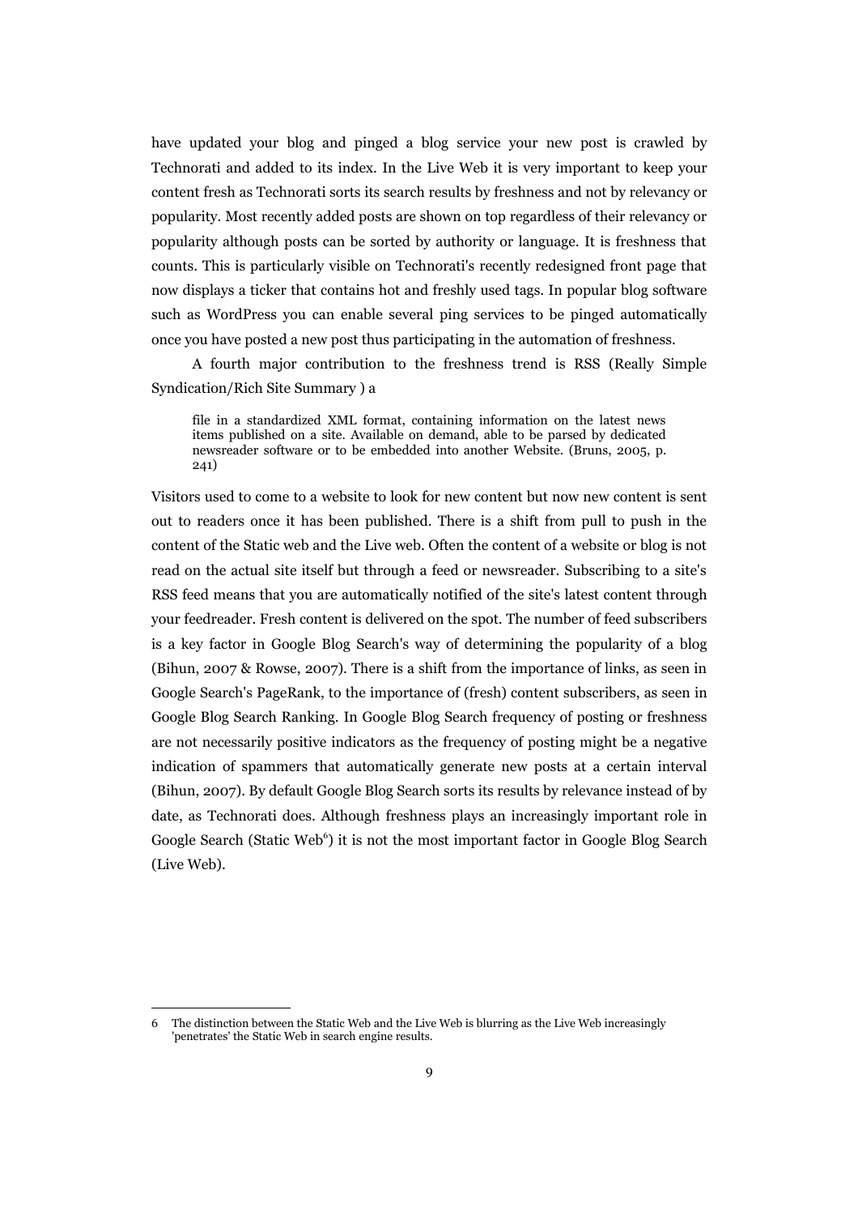have updated your blog and pinged a blog service your new post is crawled by Technorati and added to its index. In the Live Web it is very important to keep your content fresh as Technorati sorts its search results by freshness and not by relevancy or popularity. Most recently added posts are shown on top regardless of their relevancy or popularity although posts can be sorted by authority or language. It is freshness that counts. This is particularly visible on Technorati's recently redesigned front page that now displays a ticker that contains hot and freshly used tags. In popular blog software such as WordPress you can enable several ping services to be pinged automatically once you have posted a new post thus participating in the automation of freshness.

A fourth major contribution to the freshness trend is RSS (Really Simple Syndication/Rich Site Summary ) a

> file in a standardized XML format, containing information on the latest news items published on a site. Available on demand, able to be parsed by dedicated newsreader software or to be embedded into another Website. (Bruns, 2005, p. 241)

Visitors used to come to a website to look for new content but now new content is sent out to readers once it has been published. There is a shift from pull to push in the content of the Static web and the Live web. Often the content of a website or blog is not read on the actual site itself but through a feed or newsreader. Subscribing to a site's RSS feed means that you are automatically notified of the site's latest content through your feedreader. Fresh content is delivered on the spot. The number of feed subscribers is a key factor in Google Blog Search's way of determining the popularity of a blog (Bihun, 2007 & Rowse, 2007). There is a shift from the importance of links, as seen in Google Search's PageRank, to the importance of (fresh) content subscribers, as seen in Google Blog Search Ranking. In Google Blog Search frequency of posting or freshness are not necessarily positive indicators as the frequency of posting might be a negative indication of spammers that automatically generate new posts at a certain interval (Bihun, 2007). By default Google Blog Search sorts its results by relevance instead of by date, as Technorati does. Although freshness plays an increasingly important role in Google Search (Static Web[6]) it is not the most important factor in Google Blog Search (Live Web).

6 The distinction between the Static Web and the Live Web is blurring as the Live Web increasingly 'penetrates' the Static Web in search engine results.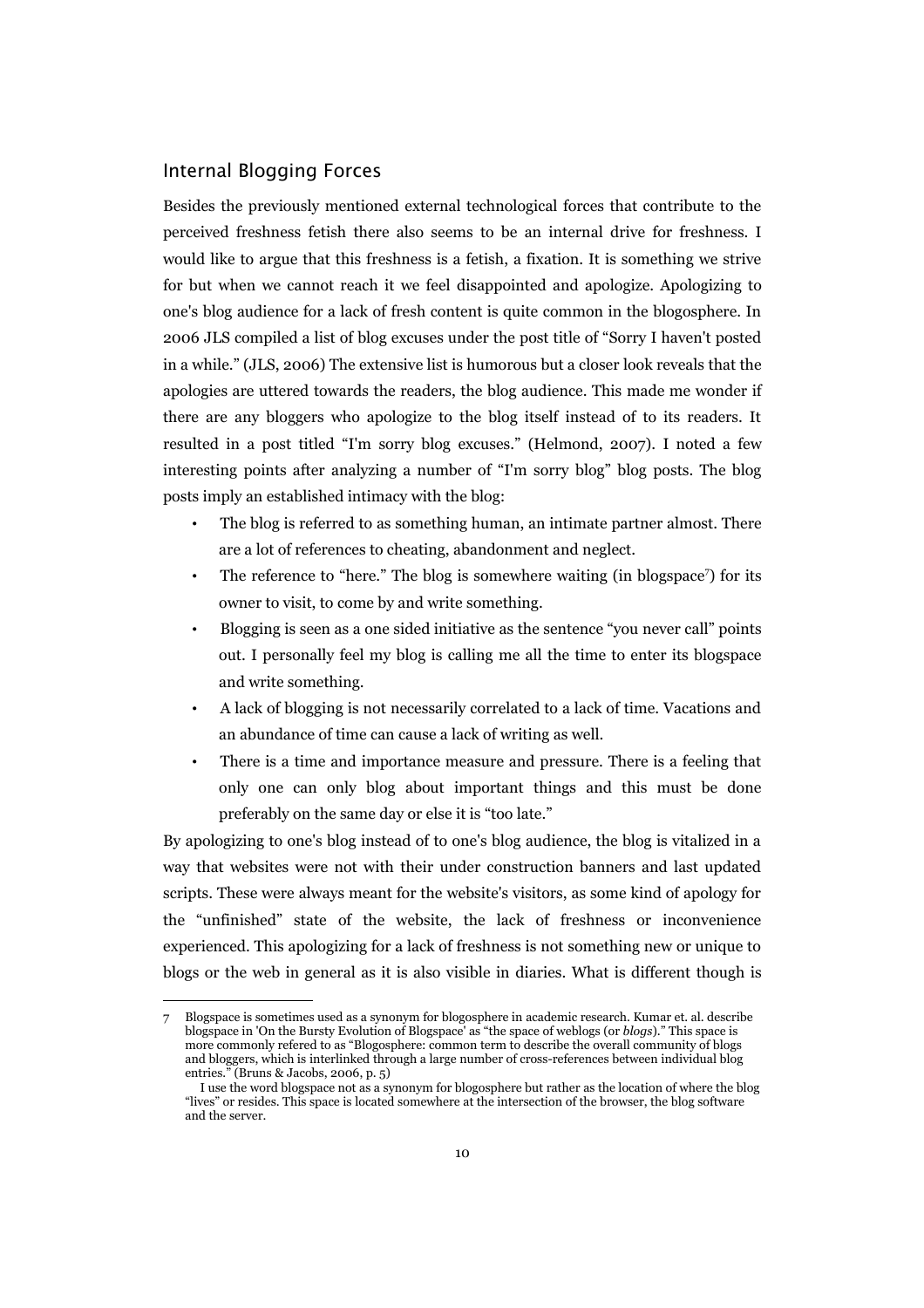## Internal Blogging Forces

Besides the previously mentioned external technological forces that contribute to the perceived freshness fetish there also seems to be an internal drive for freshness. I would like to argue that this freshness is a fetish, a fixation. It is something we strive for but when we cannot reach it we feel disappointed and apologize. Apologizing to one's blog audience for a lack of fresh content is quite common in the blogosphere. In 2006 JLS compiled a list of blog excuses under the post title of "Sorry I haven't posted in a while." (JLS, 2006) The extensive list is humorous but a closer look reveals that the apologies are uttered towards the readers, the blog audience. This made me wonder if there are any bloggers who apologize to the blog itself instead of to its readers. It resulted in a post titled "I'm sorry blog excuses." (Helmond, 2007). I noted a few interesting points after analyzing a number of "I'm sorry blog" blog posts. The blog posts imply an established intimacy with the blog:

- The blog is referred to as something human, an intimate partner almost. There are a lot of references to cheating, abandonment and neglect.
- The reference to "here." The blog is somewhere waiting (in blogspace[7]) for its owner to visit, to come by and write something.
- Blogging is seen as a one sided initiative as the sentence "you never call" points out. I personally feel my blog is calling me all the time to enter its blogspace and write something.
- A lack of blogging is not necessarily correlated to a lack of time. Vacations and an abundance of time can cause a lack of writing as well.
- There is a time and importance measure and pressure. There is a feeling that only one can only blog about important things and this must be done preferably on the same day or else it is "too late."

By apologizing to one's blog instead of to one's blog audience, the blog is vitalized in a way that websites were not with their under construction banners and last updated scripts. These were always meant for the website's visitors, as some kind of apology for the "unfinished" state of the website, the lack of freshness or inconvenience experienced. This apologizing for a lack of freshness is not something new or unique to blogs or the web in general as it is also visible in diaries. What is different though is

---

7 Blogspace is sometimes used as a synonym for blogosphere in academic research. Kumar et. al. describe blogspace in 'On the Bursty Evolution of Blogspace' as "the space of weblogs (or *blogs*)." This space is more commonly refered to as "Blogosphere: common term to describe the overall community of blogs and bloggers, which is interlinked through a large number of cross-references between individual blog entries." (Bruns & Jacobs, 2006, p. 5)

I use the word blogspace not as a synonym for blogosphere but rather as the location of where the blog "lives" or resides. This space is located somewhere at the intersection of the browser, the blog software and the server.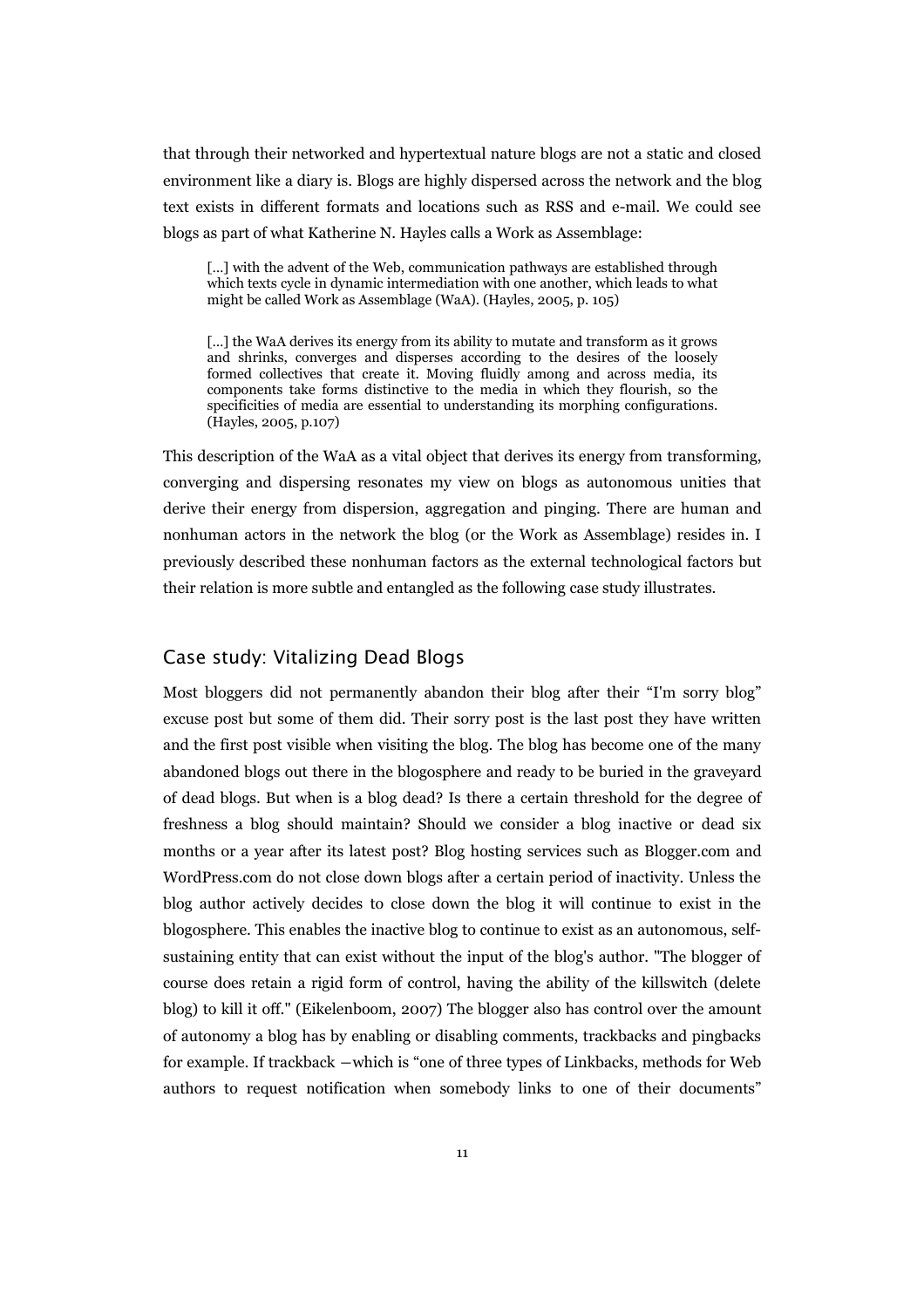that through their networked and hypertextual nature blogs are not a static and closed environment like a diary is. Blogs are highly dispersed across the network and the blog text exists in different formats and locations such as RSS and e-mail. We could see blogs as part of what Katherine N. Hayles calls a Work as Assemblage:

> [...] with the advent of the Web, communication pathways are established through which texts cycle in dynamic intermediation with one another, which leads to what might be called Work as Assemblage (WaA). (Hayles, 2005, p. 105)

> [...] the WaA derives its energy from its ability to mutate and transform as it grows and shrinks, converges and disperses according to the desires of the loosely formed collectives that create it. Moving fluidly among and across media, its components take forms distinctive to the media in which they flourish, so the specificities of media are essential to understanding its morphing configurations. (Hayles, 2005, p.107)

This description of the WaA as a vital object that derives its energy from transforming, converging and dispersing resonates my view on blogs as autonomous unities that derive their energy from dispersion, aggregation and pinging. There are human and nonhuman actors in the network the blog (or the Work as Assemblage) resides in. I previously described these nonhuman factors as the external technological factors but their relation is more subtle and entangled as the following case study illustrates.

## Case study: Vitalizing Dead Blogs

Most bloggers did not permanently abandon their blog after their "I'm sorry blog" excuse post but some of them did. Their sorry post is the last post they have written and the first post visible when visiting the blog. The blog has become one of the many abandoned blogs out there in the blogosphere and ready to be buried in the graveyard of dead blogs. But when is a blog dead? Is there a certain threshold for the degree of freshness a blog should maintain? Should we consider a blog inactive or dead six months or a year after its latest post? Blog hosting services such as Blogger.com and WordPress.com do not close down blogs after a certain period of inactivity. Unless the blog author actively decides to close down the blog it will continue to exist in the blogosphere. This enables the inactive blog to continue to exist as an autonomous, self-sustaining entity that can exist without the input of the blog's author. "The blogger of course does retain a rigid form of control, having the ability of the killswitch (delete blog) to kill it off." (Eikelenboom, 2007) The blogger also has control over the amount of autonomy a blog has by enabling or disabling comments, trackbacks and pingbacks for example. If trackback —which is "one of three types of Linkbacks, methods for Web authors to request notification when somebody links to one of their documents"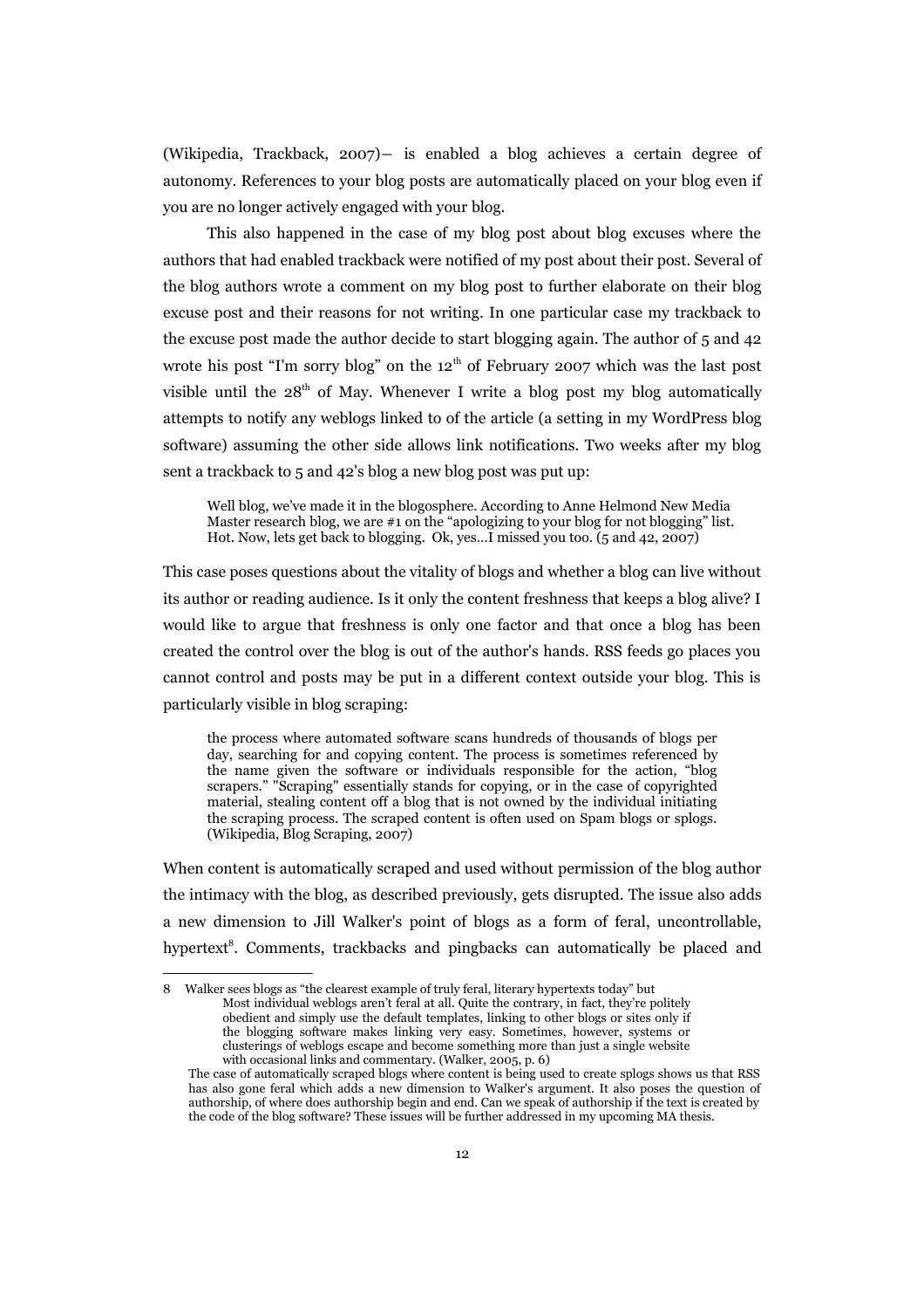(Wikipedia, Trackback, 2007)– is enabled a blog achieves a certain degree of autonomy. References to your blog posts are automatically placed on your blog even if you are no longer actively engaged with your blog.

This also happened in the case of my blog post about blog excuses where the authors that had enabled trackback were notified of my post about their post. Several of the blog authors wrote a comment on my blog post to further elaborate on their blog excuse post and their reasons for not writing. In one particular case my trackback to the excuse post made the author decide to start blogging again. The author of 5 and 42 wrote his post "I'm sorry blog" on the 12th of February 2007 which was the last post visible until the 28th of May. Whenever I write a blog post my blog automatically attempts to notify any weblogs linked to of the article (a setting in my WordPress blog software) assuming the other side allows link notifications. Two weeks after my blog sent a trackback to 5 and 42's blog a new blog post was put up:

> Well blog, we've made it in the blogosphere. According to Anne Helmond New Media Master research blog, we are #1 on the "apologizing to your blog for not blogging" list. Hot. Now, lets get back to blogging. Ok, yes…I missed you too. (5 and 42, 2007)

This case poses questions about the vitality of blogs and whether a blog can live without its author or reading audience. Is it only the content freshness that keeps a blog alive? I would like to argue that freshness is only one factor and that once a blog has been created the control over the blog is out of the author's hands. RSS feeds go places you cannot control and posts may be put in a different context outside your blog. This is particularly visible in blog scraping:

> the process where automated software scans hundreds of thousands of blogs per day, searching for and copying content. The process is sometimes referenced by the name given the software or individuals responsible for the action, "blog scrapers." "Scraping" essentially stands for copying, or in the case of copyrighted material, stealing content off a blog that is not owned by the individual initiating the scraping process. The scraped content is often used on Spam blogs or splogs. (Wikipedia, Blog Scraping, 2007)

When content is automatically scraped and used without permission of the blog author the intimacy with the blog, as described previously, gets disrupted. The issue also adds a new dimension to Jill Walker's point of blogs as a form of feral, uncontrollable, hypertext[8]. Comments, trackbacks and pingbacks can automatically be placed and

---

8 Walker sees blogs as "the clearest example of truly feral, literary hypertexts today" but

> Most individual weblogs aren't feral at all. Quite the contrary, in fact, they're politely obedient and simply use the default templates, linking to other blogs or sites only if the blogging software makes linking very easy. Sometimes, however, systems or clusterings of weblogs escape and become something more than just a single website with occasional links and commentary. (Walker, 2005, p. 6)

The case of automatically scraped blogs where content is being used to create splogs shows us that RSS has also gone feral which adds a new dimension to Walker's argument. It also poses the question of authorship, of where does authorship begin and end. Can we speak of authorship if the text is created by the code of the blog software? These issues will be further addressed in my upcoming MA thesis.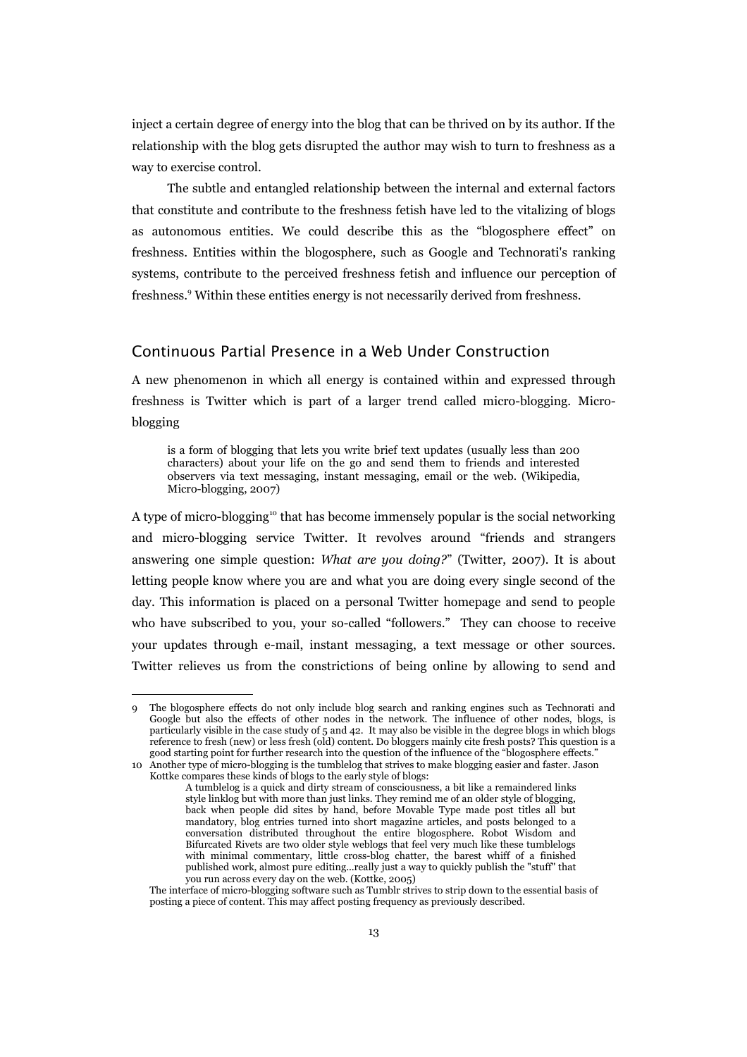inject a certain degree of energy into the blog that can be thrived on by its author. If the relationship with the blog gets disrupted the author may wish to turn to freshness as a way to exercise control.

The subtle and entangled relationship between the internal and external factors that constitute and contribute to the freshness fetish have led to the vitalizing of blogs as autonomous entities. We could describe this as the "blogosphere effect" on freshness. Entities within the blogosphere, such as Google and Technorati's ranking systems, contribute to the perceived freshness fetish and influence our perception of freshness.[9] Within these entities energy is not necessarily derived from freshness.

## Continuous Partial Presence in a Web Under Construction

A new phenomenon in which all energy is contained within and expressed through freshness is Twitter which is part of a larger trend called micro-blogging. Micro-blogging

> is a form of blogging that lets you write brief text updates (usually less than 200 characters) about your life on the go and send them to friends and interested observers via text messaging, instant messaging, email or the web. (Wikipedia, Micro-blogging, 2007)

A type of micro-blogging[10] that has become immensely popular is the social networking and micro-blogging service Twitter. It revolves around "friends and strangers answering one simple question: *What are you doing?*" (Twitter, 2007). It is about letting people know where you are and what you are doing every single second of the day. This information is placed on a personal Twitter homepage and send to people who have subscribed to you, your so-called "followers." They can choose to receive your updates through e-mail, instant messaging, a text message or other sources. Twitter relieves us from the constrictions of being online by allowing to send and

---

9 The blogosphere effects do not only include blog search and ranking engines such as Technorati and Google but also the effects of other nodes in the network. The influence of other nodes, blogs, is particularly visible in the case study of 5 and 42. It may also be visible in the degree blogs in which blogs reference to fresh (new) or less fresh (old) content. Do bloggers mainly cite fresh posts? This question is a good starting point for further research into the question of the influence of the "blogosphere effects."

10 Another type of micro-blogging is the tumblelog that strives to make blogging easier and faster. Jason Kottke compares these kinds of blogs to the early style of blogs:

> A tumblelog is a quick and dirty stream of consciousness, a bit like a remaindered links style linklog but with more than just links. They remind me of an older style of blogging, back when people did sites by hand, before Movable Type made post titles all but mandatory, blog entries turned into short magazine articles, and posts belonged to a conversation distributed throughout the entire blogosphere. Robot Wisdom and Bifurcated Rivets are two older style weblogs that feel very much like these tumblelogs with minimal commentary, little cross-blog chatter, the barest whiff of a finished published work, almost pure editing...really just a way to quickly publish the "stuff" that you run across every day on the web. (Kottke, 2005)

The interface of micro-blogging software such as Tumblr strives to strip down to the essential basis of posting a piece of content. This may affect posting frequency as previously described.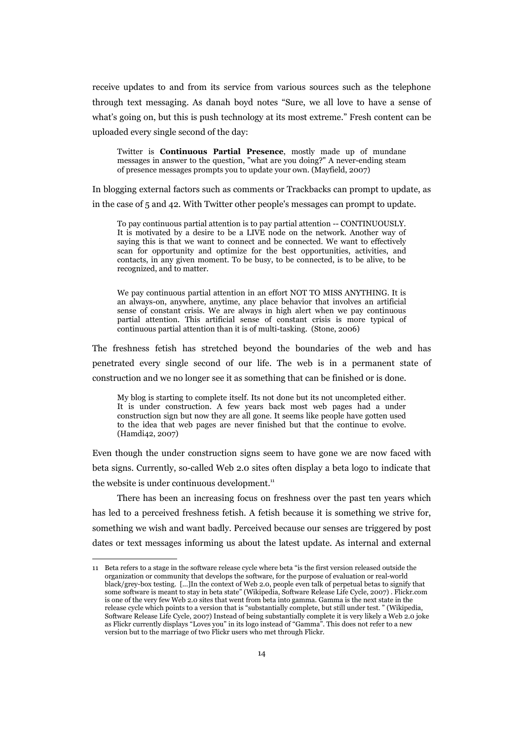receive updates to and from its service from various sources such as the telephone through text messaging. As danah boyd notes "Sure, we all love to have a sense of what's going on, but this is push technology at its most extreme." Fresh content can be uploaded every single second of the day:

> Twitter is **Continuous Partial Presence**, mostly made up of mundane messages in answer to the question, "what are you doing?" A never-ending steam of presence messages prompts you to update your own. (Mayfield, 2007)

In blogging external factors such as comments or Trackbacks can prompt to update, as in the case of 5 and 42. With Twitter other people's messages can prompt to update.

> To pay continuous partial attention is to pay partial attention -- CONTINUOUSLY. It is motivated by a desire to be a LIVE node on the network. Another way of saying this is that we want to connect and be connected. We want to effectively scan for opportunity and optimize for the best opportunities, activities, and contacts, in any given moment. To be busy, to be connected, is to be alive, to be recognized, and to matter.
>
> We pay continuous partial attention in an effort NOT TO MISS ANYTHING. It is an always-on, anywhere, anytime, any place behavior that involves an artificial sense of constant crisis. We are always in high alert when we pay continuous partial attention. This artificial sense of constant crisis is more typical of continuous partial attention than it is of multi-tasking. (Stone, 2006)

The freshness fetish has stretched beyond the boundaries of the web and has penetrated every single second of our life. The web is in a permanent state of construction and we no longer see it as something that can be finished or is done.

> My blog is starting to complete itself. Its not done but its not uncompleted either. It is under construction. A few years back most web pages had a under construction sign but now they are all gone. It seems like people have gotten used to the idea that web pages are never finished but that the continue to evolve. (Hamdi42, 2007)

Even though the under construction signs seem to have gone we are now faced with beta signs. Currently, so-called Web 2.0 sites often display a beta logo to indicate that the website is under continuous development.[11]

There has been an increasing focus on freshness over the past ten years which has led to a perceived freshness fetish. A fetish because it is something we strive for, something we wish and want badly. Perceived because our senses are triggered by post dates or text messages informing us about the latest update. As internal and external

11 Beta refers to a stage in the software release cycle where beta "is the first version released outside the organization or community that develops the software, for the purpose of evaluation or real-world black/grey-box testing. [...]In the context of Web 2.0, people even talk of perpetual betas to signify that some software is meant to stay in beta state" (Wikipedia, Software Release Life Cycle, 2007) . Flickr.com is one of the very few Web 2.0 sites that went from beta into gamma. Gamma is the next state in the release cycle which points to a version that is "substantially complete, but still under test. " (Wikipedia, Software Release Life Cycle, 2007) Instead of being substantially complete it is very likely a Web 2.0 joke as Flickr currently displays "Loves you" in its logo instead of "Gamma". This does not refer to a new version but to the marriage of two Flickr users who met through Flickr.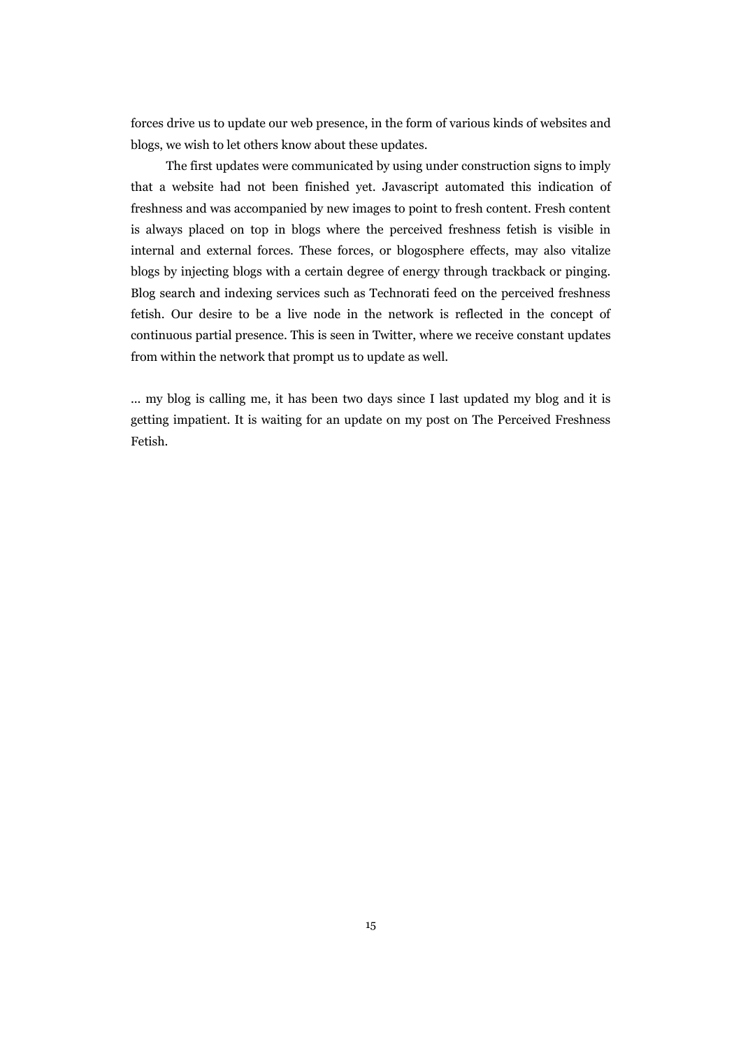forces drive us to update our web presence, in the form of various kinds of websites and blogs, we wish to let others know about these updates.

The first updates were communicated by using under construction signs to imply that a website had not been finished yet. Javascript automated this indication of freshness and was accompanied by new images to point to fresh content. Fresh content is always placed on top in blogs where the perceived freshness fetish is visible in internal and external forces. These forces, or blogosphere effects, may also vitalize blogs by injecting blogs with a certain degree of energy through trackback or pinging. Blog search and indexing services such as Technorati feed on the perceived freshness fetish. Our desire to be a live node in the network is reflected in the concept of continuous partial presence. This is seen in Twitter, where we receive constant updates from within the network that prompt us to update as well.

... my blog is calling me, it has been two days since I last updated my blog and it is getting impatient. It is waiting for an update on my post on The Perceived Freshness Fetish.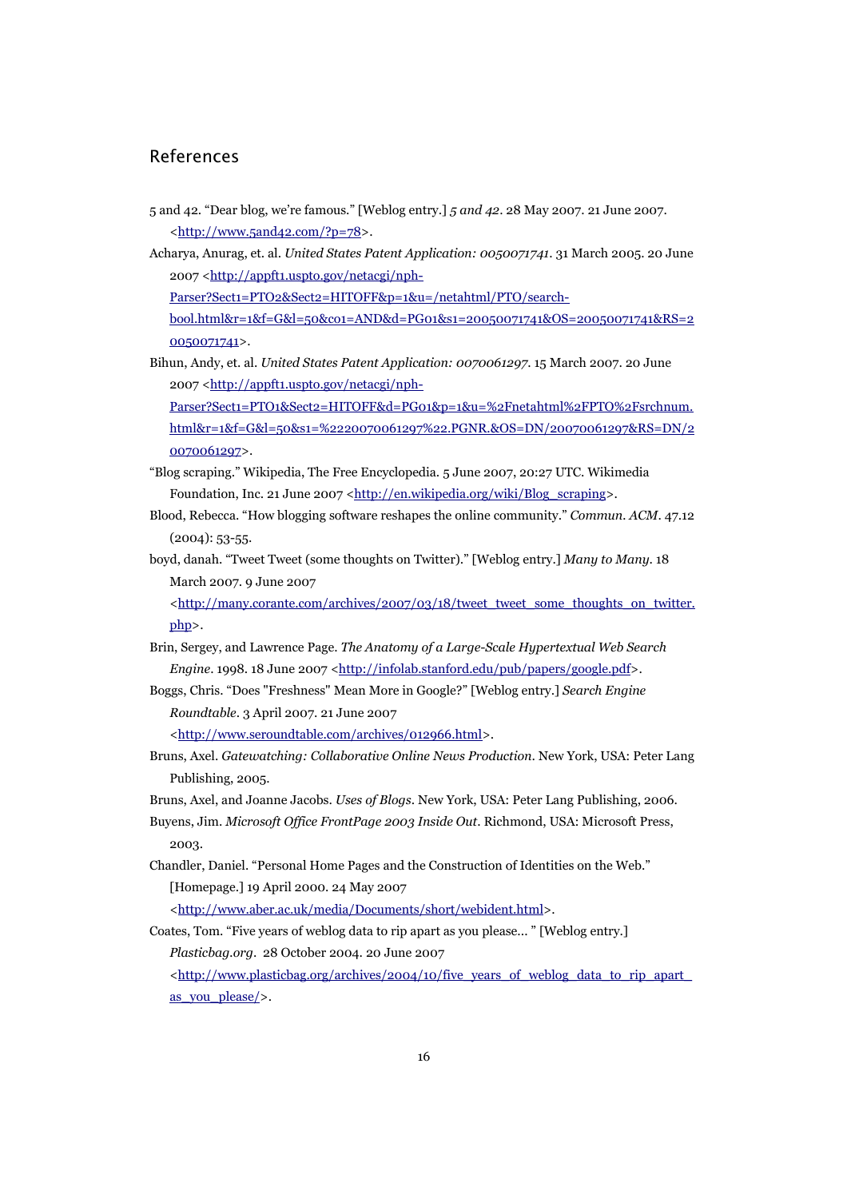## References

5 and 42. "Dear blog, we're famous." [Weblog entry.] *5 and 42*. 28 May 2007. 21 June 2007. <http://www.5and42.com/?p=78>.

Acharya, Anurag, et. al. *United States Patent Application: 0050071741*. 31 March 2005. 20 June 2007 <http://appft1.uspto.gov/netacgi/nph-Parser?Sect1=PTO2&Sect2=HITOFF&p=1&u=/netahtml/PTO/search-bool.html&r=1&f=G&l=50&co1=AND&d=PG01&s1=20050071741&OS=20050071741&RS=20050071741>.

Bihun, Andy, et. al. *United States Patent Application: 0070061297*. 15 March 2007. 20 June 2007 <http://appft1.uspto.gov/netacgi/nph-Parser?Sect1=PTO1&Sect2=HITOFF&d=PG01&p=1&u=%2Fnetahtml%2FPTO%2Fsrchnum.html&r=1&f=G&l=50&s1=%2220070061297%22.PGNR.&OS=DN/20070061297&RS=DN/20070061297>.

"Blog scraping." Wikipedia, The Free Encyclopedia. 5 June 2007, 20:27 UTC. Wikimedia Foundation, Inc. 21 June 2007 <http://en.wikipedia.org/wiki/Blog_scraping>.

Blood, Rebecca. "How blogging software reshapes the online community." *Commun. ACM*. 47.12 (2004): 53-55.

boyd, danah. "Tweet Tweet (some thoughts on Twitter)." [Weblog entry.] *Many to Many*. 18 March 2007. 9 June 2007 <http://many.corante.com/archives/2007/03/18/tweet_tweet_some_thoughts_on_twitter.php>.

Brin, Sergey, and Lawrence Page. *The Anatomy of a Large-Scale Hypertextual Web Search Engine*. 1998. 18 June 2007 <http://infolab.stanford.edu/pub/papers/google.pdf>.

Boggs, Chris. "Does "Freshness" Mean More in Google?" [Weblog entry.] *Search Engine Roundtable*. 3 April 2007. 21 June 2007 <http://www.seroundtable.com/archives/012966.html>.

Bruns, Axel. *Gatewatching: Collaborative Online News Production*. New York, USA: Peter Lang Publishing, 2005.

Bruns, Axel, and Joanne Jacobs. *Uses of Blogs*. New York, USA: Peter Lang Publishing, 2006.

Buyens, Jim. *Microsoft Office FrontPage 2003 Inside Out*. Richmond, USA: Microsoft Press, 2003.

Chandler, Daniel. "Personal Home Pages and the Construction of Identities on the Web." [Homepage.] 19 April 2000. 24 May 2007 <http://www.aber.ac.uk/media/Documents/short/webident.html>.

Coates, Tom. "Five years of weblog data to rip apart as you please... " [Weblog entry.] *Plasticbag.org*. 28 October 2004. 20 June 2007 <http://www.plasticbag.org/archives/2004/10/five_years_of_weblog_data_to_rip_apart_as_you_please/>.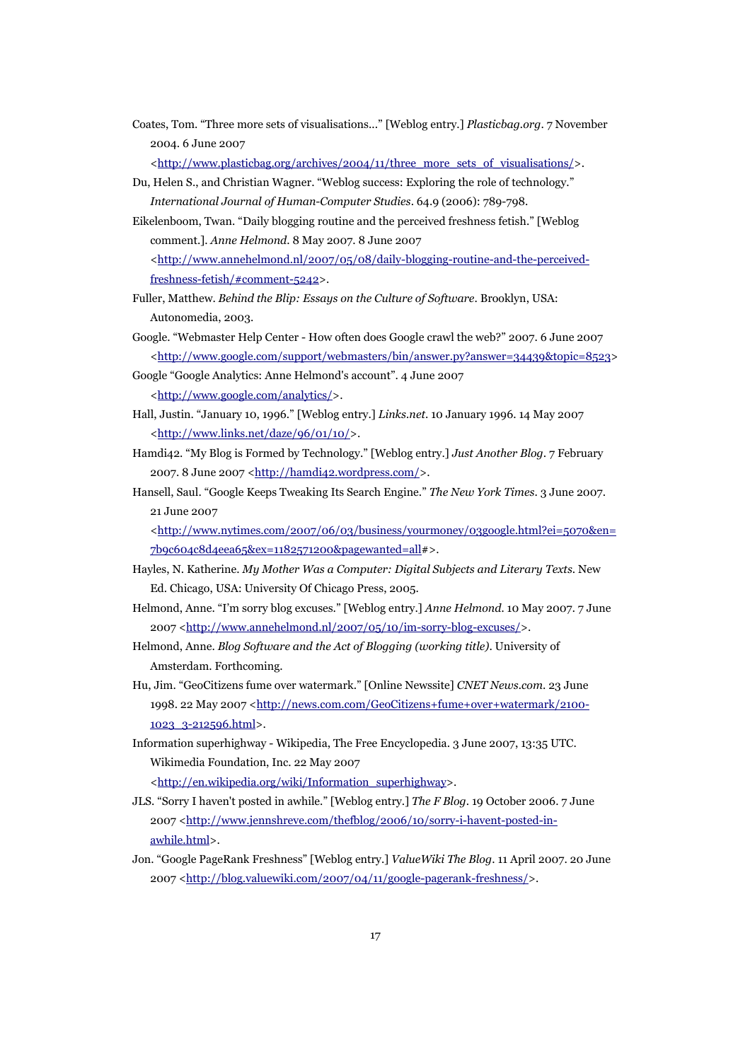Coates, Tom. “Three more sets of visualisations...” [Weblog entry.] *Plasticbag.org*. 7 November 2004. 6 June 2007 <http://www.plasticbag.org/archives/2004/11/three_more_sets_of_visualisations/>.

Du, Helen S., and Christian Wagner. “Weblog success: Exploring the role of technology.” *International Journal of Human-Computer Studies*. 64.9 (2006): 789-798.

Eikelenboom, Twan. “Daily blogging routine and the perceived freshness fetish.” [Weblog comment.]. *Anne Helmond*. 8 May 2007. 8 June 2007 <http://www.annehelmond.nl/2007/05/08/daily-blogging-routine-and-the-perceived-freshness-fetish/#comment-5242>.

Fuller, Matthew. *Behind the Blip: Essays on the Culture of Software*. Brooklyn, USA: Autonomedia, 2003.

Google. “Webmaster Help Center - How often does Google crawl the web?” 2007. 6 June 2007 <http://www.google.com/support/webmasters/bin/answer.py?answer=34439&topic=8523>

Google “Google Analytics: Anne Helmond's account”. 4 June 2007 <http://www.google.com/analytics/>.

Hall, Justin. “January 10, 1996.” [Weblog entry.] *Links.net*. 10 January 1996. 14 May 2007 <http://www.links.net/daze/96/01/10/>.

Hamdi42. “My Blog is Formed by Technology.” [Weblog entry.] *Just Another Blog*. 7 February 2007. 8 June 2007 <http://hamdi42.wordpress.com/>.

Hansell, Saul. “Google Keeps Tweaking Its Search Engine.” *The New York Times*. 3 June 2007. 21 June 2007 <http://www.nytimes.com/2007/06/03/business/yourmoney/03google.html?ei=5070&en=7b9c604c8d4eea65&ex=1182571200&pagewanted=all#>.

Hayles, N. Katherine. *My Mother Was a Computer: Digital Subjects and Literary Texts*. New Ed. Chicago, USA: University Of Chicago Press, 2005.

Helmond, Anne. “I’m sorry blog excuses.” [Weblog entry.] *Anne Helmond*. 10 May 2007. 7 June 2007 <http://www.annehelmond.nl/2007/05/10/im-sorry-blog-excuses/>.

Helmond, Anne. *Blog Software and the Act of Blogging (working title)*. University of Amsterdam. Forthcoming.

Hu, Jim. “GeoCitizens fume over watermark.” [Online Newssite] *CNET News.com*. 23 June 1998. 22 May 2007 <http://news.com.com/GeoCitizens+fume+over+watermark/2100-1023_3-212596.html>.

Information superhighway - Wikipedia, The Free Encyclopedia. 3 June 2007, 13:35 UTC. Wikimedia Foundation, Inc. 22 May 2007 <http://en.wikipedia.org/wiki/Information_superhighway>.

JLS. “Sorry I haven't posted in awhile.” [Weblog entry.] *The F Blog*. 19 October 2006. 7 June 2007 <http://www.jennshreve.com/thefblog/2006/10/sorry-i-havent-posted-in-awhile.html>.

Jon. “Google PageRank Freshness” [Weblog entry.] *ValueWiki The Blog*. 11 April 2007. 20 June 2007 <http://blog.valuewiki.com/2007/04/11/google-pagerank-freshness/>.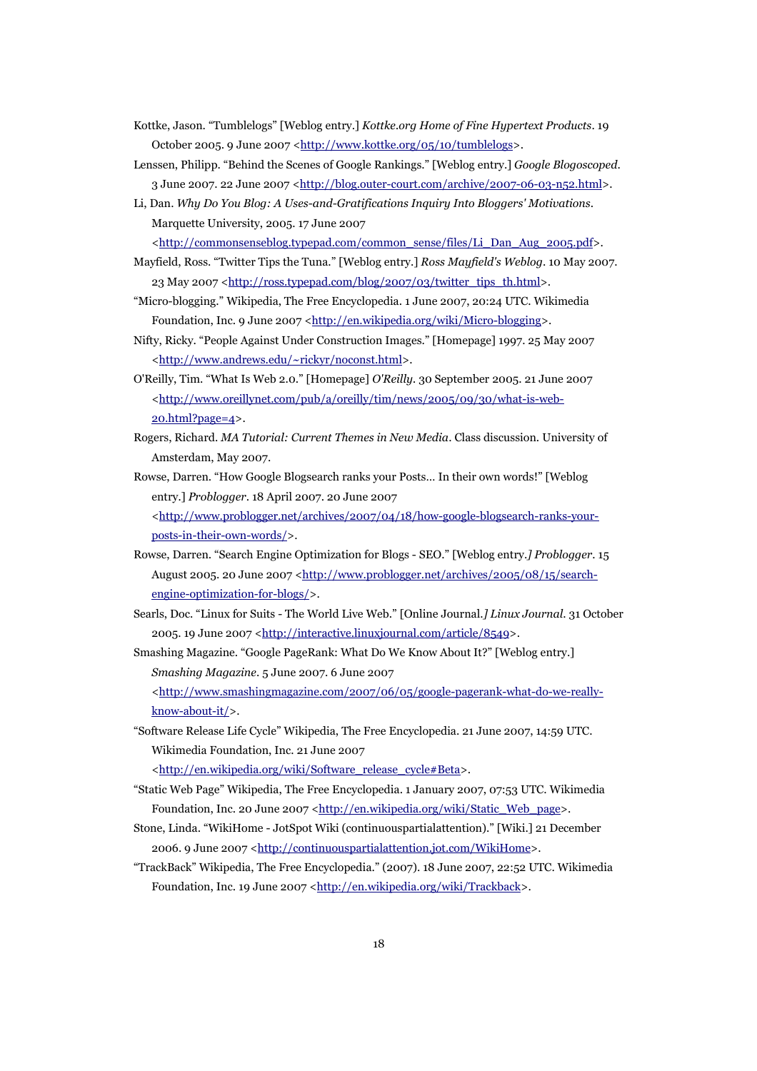Kottke, Jason. “Tumblelogs” [Weblog entry.] *Kottke.org Home of Fine Hypertext Products*. 19 October 2005. 9 June 2007 <http://www.kottke.org/05/10/tumblelogs>.

Lenssen, Philipp. “Behind the Scenes of Google Rankings.” [Weblog entry.] *Google Blogoscoped*. 3 June 2007. 22 June 2007 <http://blog.outer-court.com/archive/2007-06-03-n52.html>.

Li, Dan. *Why Do You Blog: A Uses-and-Gratifications Inquiry Into Bloggers' Motivations*. Marquette University, 2005. 17 June 2007 <http://commonsenseblog.typepad.com/common_sense/files/Li_Dan_Aug_2005.pdf>.

Mayfield, Ross. “Twitter Tips the Tuna.” [Weblog entry.] *Ross Mayfield's Weblog*. 10 May 2007. 23 May 2007 <http://ross.typepad.com/blog/2007/03/twitter_tips_th.html>.

“Micro-blogging.” Wikipedia, The Free Encyclopedia. 1 June 2007, 20:24 UTC. Wikimedia Foundation, Inc. 9 June 2007 <http://en.wikipedia.org/wiki/Micro-blogging>.

Nifty, Ricky. “People Against Under Construction Images.” [Homepage] 1997. 25 May 2007 <http://www.andrews.edu/~rickyr/noconst.html>.

O'Reilly, Tim. “What Is Web 2.0.” [Homepage] *O'Reilly*. 30 September 2005. 21 June 2007 <http://www.oreillynet.com/pub/a/oreilly/tim/news/2005/09/30/what-is-web-20.html?page=4>.

Rogers, Richard. *MA Tutorial: Current Themes in New Media*. Class discussion. University of Amsterdam, May 2007.

Rowse, Darren. “How Google Blogsearch ranks your Posts… In their own words!” [Weblog entry.] *Problogger*. 18 April 2007. 20 June 2007 <http://www.problogger.net/archives/2007/04/18/how-google-blogsearch-ranks-your-posts-in-their-own-words/>.

Rowse, Darren. “Search Engine Optimization for Blogs - SEO.” [Weblog entry.] *Problogger*. 15 August 2005. 20 June 2007 <http://www.problogger.net/archives/2005/08/15/search-engine-optimization-for-blogs/>.

Searls, Doc. “Linux for Suits - The World Live Web.” [Online Journal.] *Linux Journal*. 31 October 2005. 19 June 2007 <http://interactive.linuxjournal.com/article/8549>.

Smashing Magazine. “Google PageRank: What Do We Know About It?” [Weblog entry.] *Smashing Magazine*. 5 June 2007. 6 June 2007 <http://www.smashingmagazine.com/2007/06/05/google-pagerank-what-do-we-really-know-about-it/>.

“Software Release Life Cycle” Wikipedia, The Free Encyclopedia. 21 June 2007, 14:59 UTC. Wikimedia Foundation, Inc. 21 June 2007 <http://en.wikipedia.org/wiki/Software_release_cycle#Beta>.

“Static Web Page” Wikipedia, The Free Encyclopedia. 1 January 2007, 07:53 UTC. Wikimedia Foundation, Inc. 20 June 2007 <http://en.wikipedia.org/wiki/Static_Web_page>.

Stone, Linda. “WikiHome - JotSpot Wiki (continuouspartialattention).” [Wiki.] 21 December 2006. 9 June 2007 <http://continuouspartialattention.jot.com/WikiHome>.

“TrackBack” Wikipedia, The Free Encyclopedia.” (2007). 18 June 2007, 22:52 UTC. Wikimedia Foundation, Inc. 19 June 2007 <http://en.wikipedia.org/wiki/Trackback>.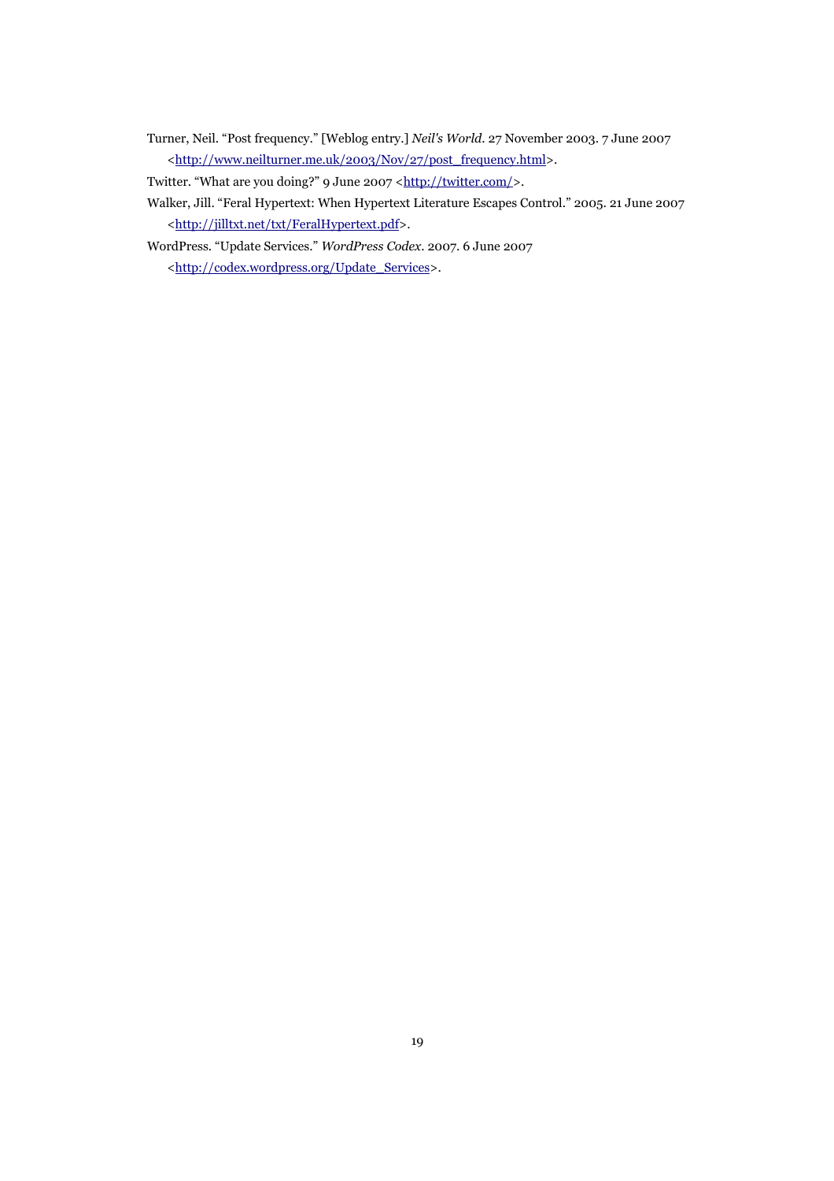Turner, Neil. “Post frequency.” [Weblog entry.] *Neil's World*. 27 November 2003. 7 June 2007 <http://www.neilturner.me.uk/2003/Nov/27/post_frequency.html>.

Twitter. “What are you doing?” 9 June 2007 <http://twitter.com/>.

Walker, Jill. “Feral Hypertext: When Hypertext Literature Escapes Control.” 2005. 21 June 2007 <http://jilltxt.net/txt/FeralHypertext.pdf>.

WordPress. “Update Services.” *WordPress Codex*. 2007. 6 June 2007 <http://codex.wordpress.org/Update_Services>.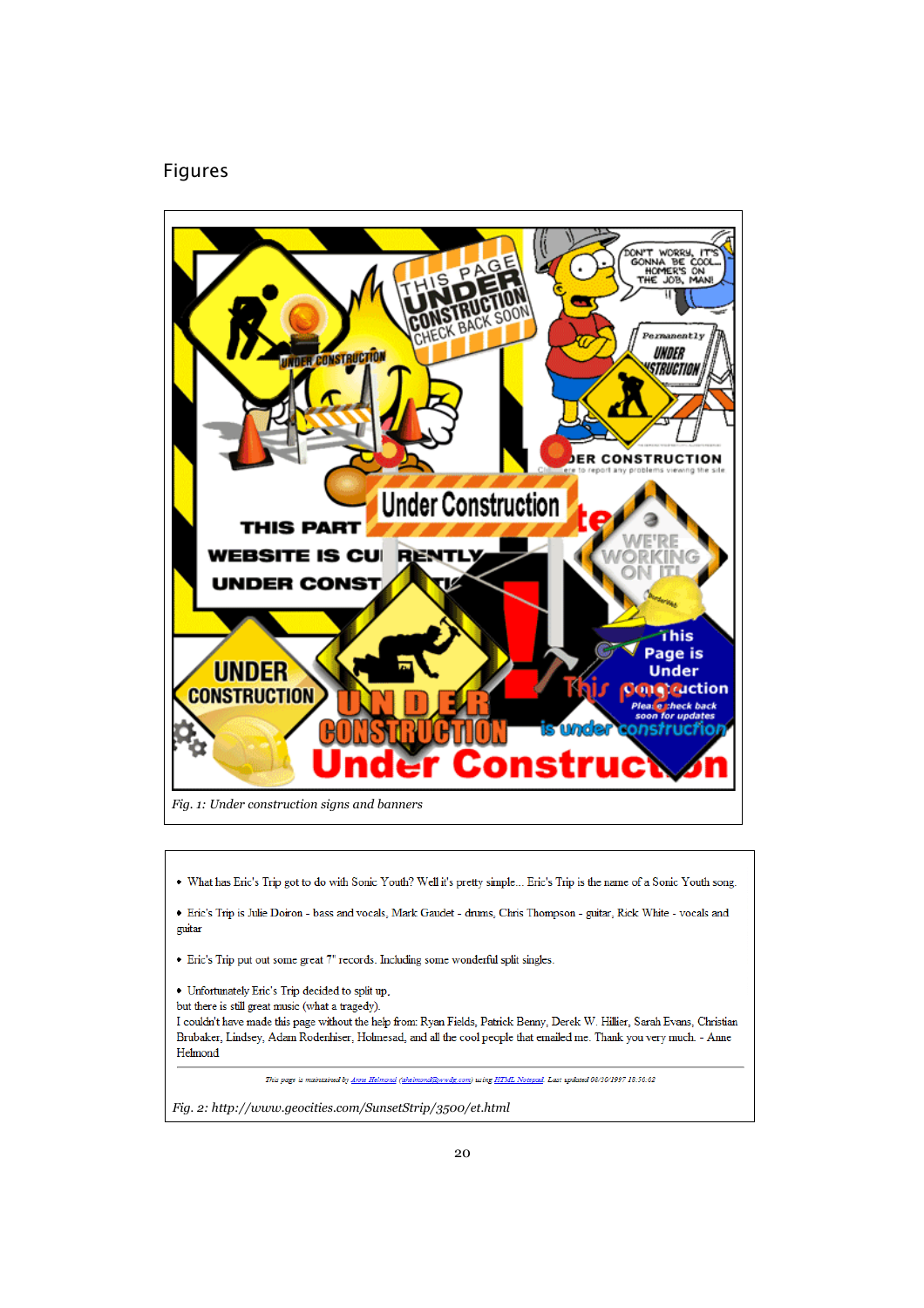## Figures

*Fig. 1: Under construction signs and banners*

*Fig. 2: http://www.geocities.com/SunsetStrip/3500/et.html*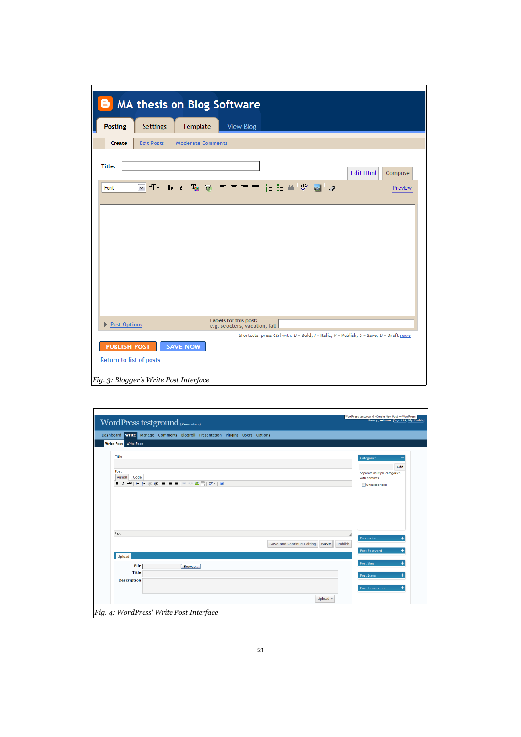Fig. 3: Blogger's Write Post Interface

Fig. 4: WordPress' Write Post Interface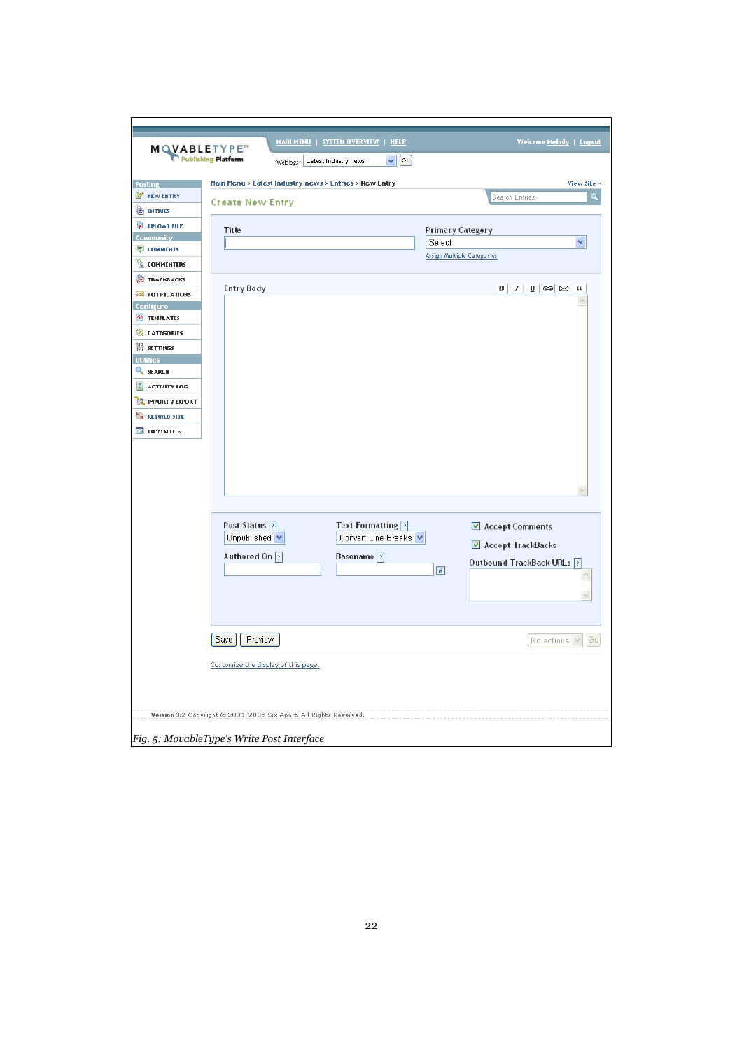*Fig. 5: MovableType's Write Post Interface*